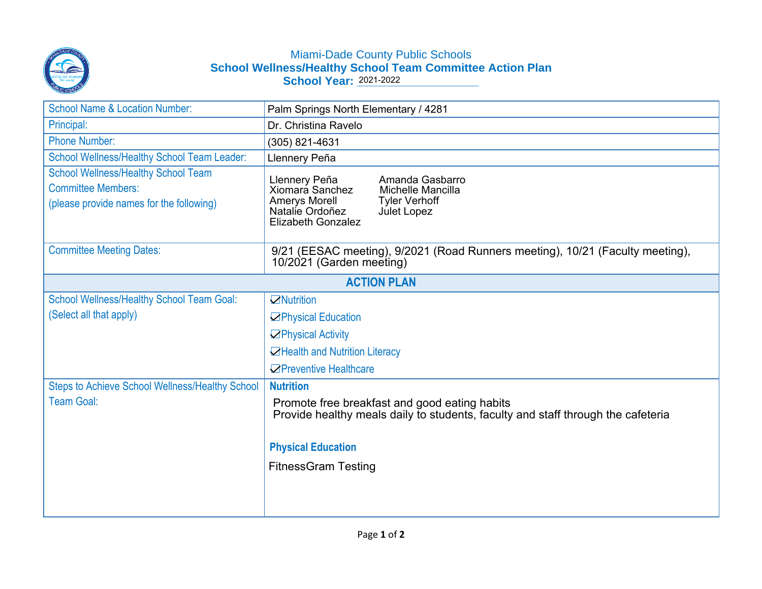Miami-Dade County Public Schools

# School Wellness/Healthy School Team Committee Action Plan

**School Year:** 2021-2022

| | |
|---|---|
| School Name & Location Number: | Palm Springs North Elementary / 4281 |
| Principal: | Dr. Christina Ravelo |
| Phone Number: | (305) 821-4631 |
| School Wellness/Healthy School Team Leader: | Llennery Peña |
| School Wellness/Healthy School Team Committee Members: (please provide names for the following) | Llennery Peña, Xiomara Sanchez, Amerys Morell, Natalie Ordoñez, Elizabeth Gonzalez, Amanda Gasbarro, Michelle Mancilla, Tyler Verhoff, Julet Lopez |
| Committee Meeting Dates: | 9/21 (EESAC meeting), 9/2021 (Road Runners meeting), 10/21 (Faculty meeting), 10/2021 (Garden meeting) |
| **ACTION PLAN** | |
| School Wellness/Healthy School Team Goal: (Select all that apply) | ☑ Nutrition<br>☑ Physical Education<br>☑ Physical Activity<br>☑ Health and Nutrition Literacy<br>☑ Preventive Healthcare |
| Steps to Achieve School Wellness/Healthy School Team Goal: | **Nutrition**<br>Promote free breakfast and good eating habits<br>Provide healthy meals daily to students, faculty and staff through the cafeteria<br><br>**Physical Education**<br>FitnessGram Testing |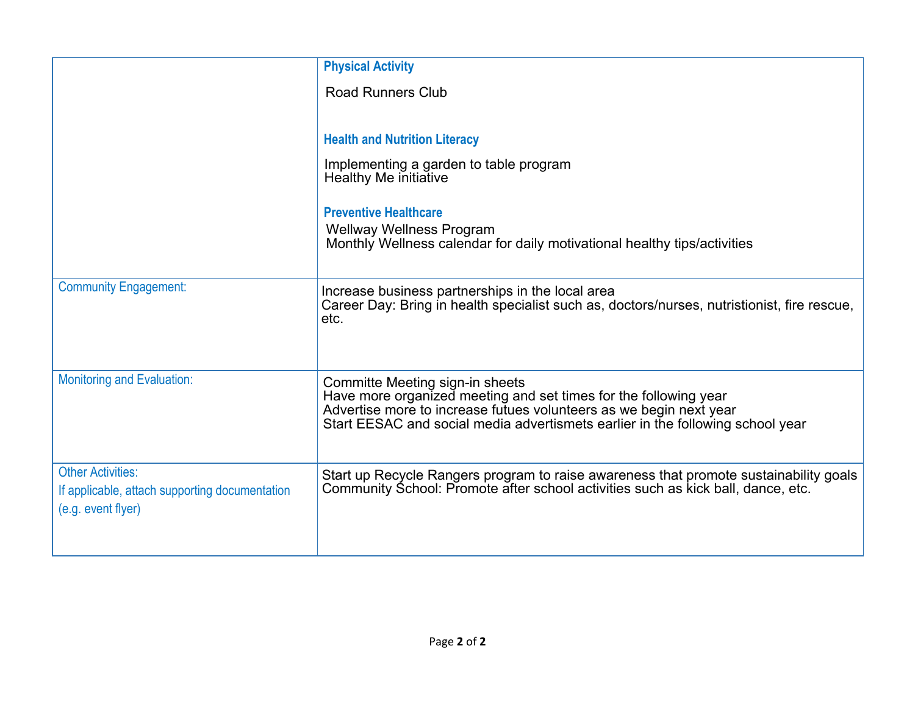| | |
|---|---|
| | **Physical Activity**<br><br>Road Runners Club<br><br>**Health and Nutrition Literacy**<br><br>Implementing a garden to table program<br>Healthy Me initiative<br><br>**Preventive Healthcare**<br>Wellway Wellness Program<br>Monthly Wellness calendar for daily motivational healthy tips/activities |
| Community Engagement: | Increase business partnerships in the local area<br>Career Day: Bring in health specialist such as, doctors/nurses, nutristionist, fire rescue, etc. |
| Monitoring and Evaluation: | Committe Meeting sign-in sheets<br>Have more organized meeting and set times for the following year<br>Advertise more to increase futues volunteers as we begin next year<br>Start EESAC and social media advertismets earlier in the following school year |
| Other Activities:<br>If applicable, attach supporting documentation (e.g. event flyer) | Start up Recycle Rangers program to raise awareness that promote sustainability goals<br>Community School: Promote after school activities such as kick ball, dance, etc. |